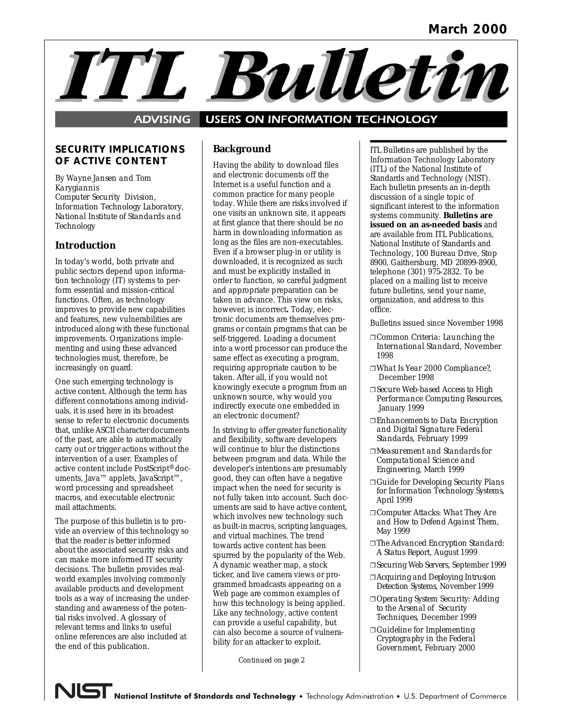March 2000

# ITL Bulletin

ADVISING USERS ON INFORMATION TECHNOLOGY

## SECURITY IMPLICATIONS OF ACTIVE CONTENT

*By Wayne Jansen and Tom Karygiannis*
*Computer Security Division, Information Technology Laboratory, National Institute of Standards and Technology*

### Introduction

In today's world, both private and public sectors depend upon information technology (IT) systems to perform essential and mission-critical functions. Often, as technology improves to provide new capabilities and features, new vulnerabilities are introduced along with these functional improvements. Organizations implementing and using these advanced technologies must, therefore, be increasingly on guard.

One such emerging technology is active content. Although the term has different connotations among individuals, it is used here in its broadest sense to refer to electronic documents that, unlike ASCII character documents of the past, are able to automatically carry out or trigger actions without the intervention of a user. Examples of active content include PostScript® documents, Java™ applets, JavaScript™, word processing and spreadsheet macros, and executable electronic mail attachments.

The purpose of this bulletin is to provide an overview of this technology so that the reader is better informed about the associated security risks and can make more informed IT security decisions. The bulletin provides real-world examples involving commonly available products and development tools as a way of increasing the understanding and awareness of the potential risks involved. A glossary of relevant terms and links to useful online references are also included at the end of this publication.

### Background

Having the ability to download files and electronic documents off the Internet is a useful function and a common practice for many people today. While there are risks involved if one visits an unknown site, it appears at first glance that there should be no harm in downloading information as long as the files are non-executables. Even if a browser plug-in or utility is downloaded, it is recognized as such and must be explicitly installed in order to function, so careful judgment and appropriate preparation can be taken in advance. This view on risks, however, is incorrect**.** Today, electronic documents are themselves programs or contain programs that can be self-triggered. Loading a document into a word processor can produce the same effect as executing a program, requiring appropriate caution to be taken. After all, if you would not knowingly execute a program from an unknown source, why would you indirectly execute one embedded in an electronic document?

In striving to offer greater functionality and flexibility, software developers will continue to blur the distinctions between program and data. While the developer's intentions are presumably good, they can often have a negative impact when the need for security is not fully taken into account. Such documents are said to have active content, which involves new technology such as built-in macros, scripting languages, and virtual machines. The trend towards active content has been spurred by the popularity of the Web. A dynamic weather map, a stock ticker, and live camera views or programmed broadcasts appearing on a Web page are common examples of how this technology is being applied. Like any technology, active content can provide a useful capability, but can also become a source of vulnerability for an attacker to exploit.

*Continued on page 2*

---

ITL Bulletins are published by the Information Technology Laboratory (ITL) of the National Institute of Standards and Technology (NIST). Each bulletin presents an in-depth discussion of a single topic of significant interest to the information systems community. **Bulletins are issued on an as-needed basis** and are available from ITL Publications, National Institute of Standards and Technology, 100 Bureau Drive, Stop 8900, Gaithersburg, MD 20899-8900, telephone (301) 975-2832. To be placed on a mailing list to receive future bulletins, send your name, organization, and address to this office.

Bulletins issued since November 1998

- ❒ Common Criteria: Launching the International Standard, November 1998
- ❒ What Is Year 2000 Compliance?, December 1998
- ❒ Secure Web-based Access to High Performance Computing Resources, January 1999
- ❒ Enhancements to Data Encryption and Digital Signature Federal Standards, February 1999
- ❒ Measurement and Standards for Computational Science and Engineering, March 1999
- ❒ Guide for Developing Security Plans for Information Technology Systems, April 1999
- ❒ Computer Attacks: What They Are and How to Defend Against Them, May 1999
- ❒ The Advanced Encryption Standard: A Status Report, August 1999
- ❒ Securing Web Servers, September 1999
- ❒ Acquiring and Deploying Intrusion Detection Systems, November 1999
- ❒ Operating System Security: Adding to the Arsenal of Security Techniques, December 1999
- ❒ Guideline for Implementing Cryptography in the Federal Government, February 2000

NIST National Institute of Standards and Technology • Technology Administration • U.S. Department of Commerce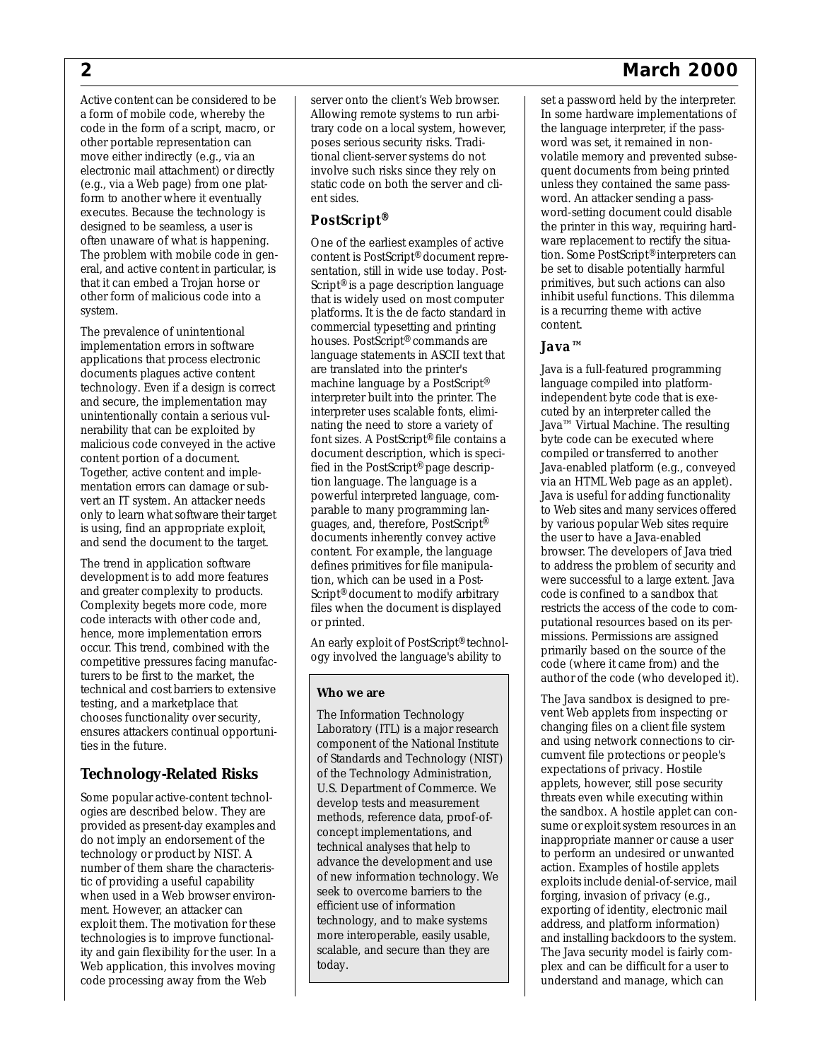Active content can be considered to be a form of mobile code, whereby the code in the form of a script, macro, or other portable representation can move either indirectly (e.g., via an electronic mail attachment) or directly (e.g., via a Web page) from one platform to another where it eventually executes. Because the technology is designed to be seamless, a user is often unaware of what is happening. The problem with mobile code in general, and active content in particular, is that it can embed a Trojan horse or other form of malicious code into a system.

The prevalence of unintentional implementation errors in software applications that process electronic documents plagues active content technology. Even if a design is correct and secure, the implementation may unintentionally contain a serious vulnerability that can be exploited by malicious code conveyed in the active content portion of a document. Together, active content and implementation errors can damage or subvert an IT system. An attacker needs only to learn what software their target is using, find an appropriate exploit, and send the document to the target.

The trend in application software development is to add more features and greater complexity to products. Complexity begets more code, more code interacts with other code and, hence, more implementation errors occur. This trend, combined with the competitive pressures facing manufacturers to be first to the market, the technical and cost barriers to extensive testing, and a marketplace that chooses functionality over security, ensures attackers continual opportunities in the future.

## Technology-Related Risks

Some popular active-content technologies are described below. They are provided as present-day examples and do not imply an endorsement of the technology or product by NIST. A number of them share the characteristic of providing a useful capability when used in a Web browser environment. However, an attacker can exploit them. The motivation for these technologies is to improve functionality and gain flexibility for the user. In a Web application, this involves moving code processing away from the Web server onto the client's Web browser. Allowing remote systems to run arbitrary code on a local system, however, poses serious security risks. Traditional client-server systems do not involve such risks since they rely on static code on both the server and client sides.

### PostScript®

One of the earliest examples of active content is PostScript® document representation, still in wide use today. PostScript® is a page description language that is widely used on most computer platforms. It is the de facto standard in commercial typesetting and printing houses. PostScript® commands are language statements in ASCII text that are translated into the printer's machine language by a PostScript® interpreter built into the printer. The interpreter uses scalable fonts, eliminating the need to store a variety of font sizes. A PostScript® file contains a document description, which is specified in the PostScript® page description language. The language is a powerful interpreted language, comparable to many programming languages, and, therefore, PostScript® documents inherently convey active content. For example, the language defines primitives for file manipulation, which can be used in a PostScript® document to modify arbitrary files when the document is displayed or printed.

An early exploit of PostScript® technology involved the language's ability to set a password held by the interpreter. In some hardware implementations of the language interpreter, if the password was set, it remained in nonvolatile memory and prevented subsequent documents from being printed unless they contained the same password. An attacker sending a password-setting document could disable the printer in this way, requiring hardware replacement to rectify the situation. Some PostScript® interpreters can be set to disable potentially harmful primitives, but such actions can also inhibit useful functions. This dilemma is a recurring theme with active content.

### Java™

Java is a full-featured programming language compiled into platform-independent byte code that is executed by an interpreter called the Java™ Virtual Machine. The resulting byte code can be executed where compiled or transferred to another Java-enabled platform (e.g., conveyed via an HTML Web page as an applet). Java is useful for adding functionality to Web sites and many services offered by various popular Web sites require the user to have a Java-enabled browser. The developers of Java tried to address the problem of security and were successful to a large extent. Java code is confined to a sandbox that restricts the access of the code to computational resources based on its permissions. Permissions are assigned primarily based on the source of the code (where it came from) and the author of the code (who developed it).

The Java sandbox is designed to prevent Web applets from inspecting or changing files on a client file system and using network connections to circumvent file protections or people's expectations of privacy. Hostile applets, however, still pose security threats even while executing within the sandbox. A hostile applet can consume or exploit system resources in an inappropriate manner or cause a user to perform an undesired or unwanted action. Examples of hostile applets exploits include denial-of-service, mail forging, invasion of privacy (e.g., exporting of identity, electronic mail address, and platform information) and installing backdoors to the system. The Java security model is fairly complex and can be difficult for a user to understand and manage, which can

---

**Who we are**

The Information Technology Laboratory (ITL) is a major research component of the National Institute of Standards and Technology (NIST) of the Technology Administration, U.S. Department of Commerce. We develop tests and measurement methods, reference data, proof-of-concept implementations, and technical analyses that help to advance the development and use of new information technology. We seek to overcome barriers to the efficient use of information technology, and to make systems more interoperable, easily usable, scalable, and secure than they are today.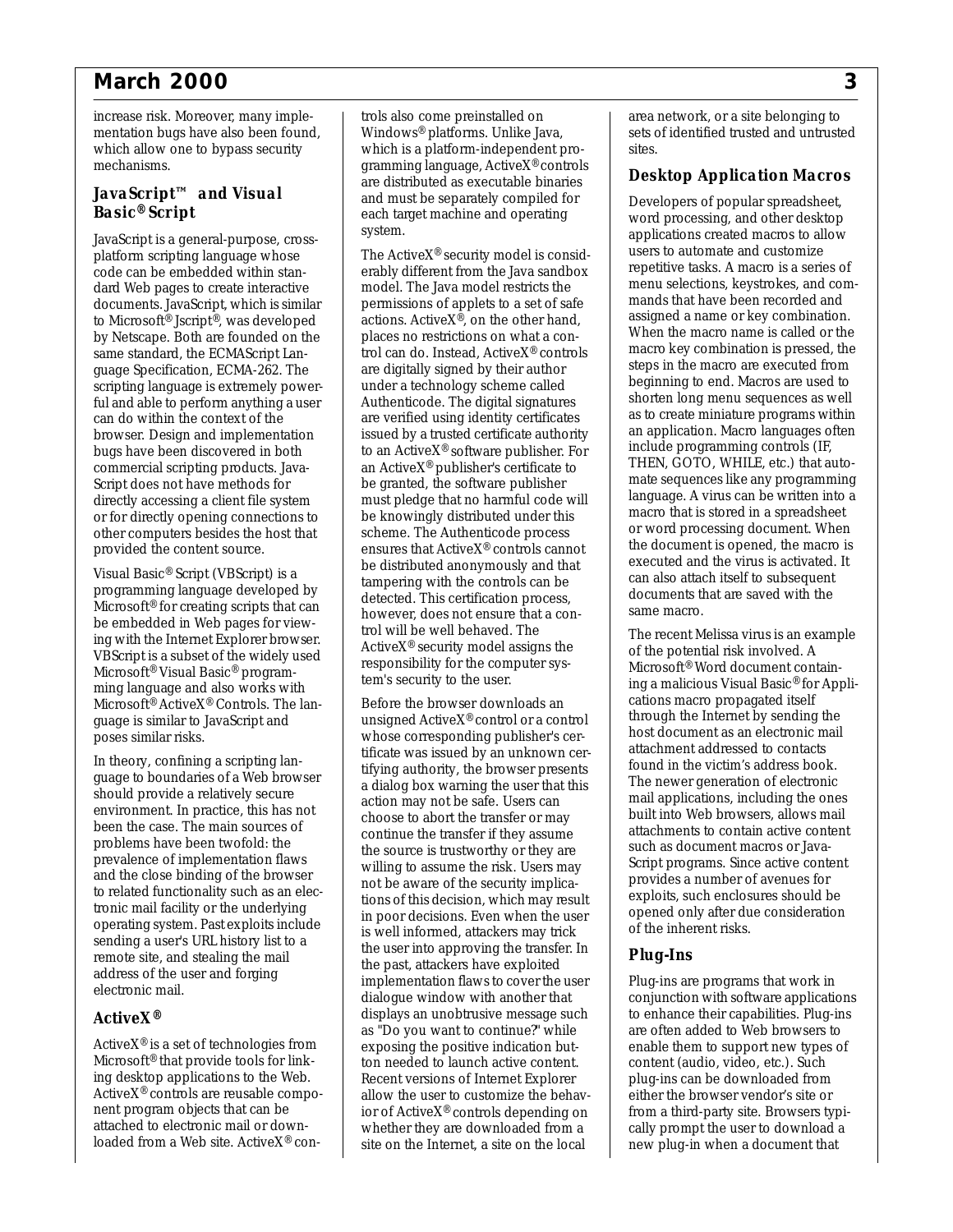increase risk. Moreover, many implementation bugs have also been found, which allow one to bypass security mechanisms.

### JavaScript™ and Visual Basic® Script

JavaScript is a general-purpose, cross-platform scripting language whose code can be embedded within standard Web pages to create interactive documents. JavaScript, which is similar to Microsoft® Jscript®, was developed by Netscape. Both are founded on the same standard, the ECMAScript Language Specification, ECMA-262. The scripting language is extremely powerful and able to perform anything a user can do within the context of the browser. Design and implementation bugs have been discovered in both commercial scripting products. JavaScript does not have methods for directly accessing a client file system or for directly opening connections to other computers besides the host that provided the content source.

Visual Basic® Script (VBScript) is a programming language developed by Microsoft® for creating scripts that can be embedded in Web pages for viewing with the Internet Explorer browser. VBScript is a subset of the widely used Microsoft® Visual Basic® programming language and also works with Microsoft® ActiveX® Controls. The language is similar to JavaScript and poses similar risks.

In theory, confining a scripting language to boundaries of a Web browser should provide a relatively secure environment. In practice, this has not been the case. The main sources of problems have been twofold: the prevalence of implementation flaws and the close binding of the browser to related functionality such as an electronic mail facility or the underlying operating system. Past exploits include sending a user's URL history list to a remote site, and stealing the mail address of the user and forging electronic mail.

### ActiveX®

ActiveX® is a set of technologies from Microsoft® that provide tools for linking desktop applications to the Web. ActiveX® controls are reusable component program objects that can be attached to electronic mail or downloaded from a Web site. ActiveX® controls also come preinstalled on Windows® platforms. Unlike Java, which is a platform-independent programming language, ActiveX® controls are distributed as executable binaries and must be separately compiled for each target machine and operating system.

The ActiveX® security model is considerably different from the Java sandbox model. The Java model restricts the permissions of applets to a set of safe actions. ActiveX®, on the other hand, places no restrictions on what a control can do. Instead, ActiveX® controls are digitally signed by their author under a technology scheme called Authenticode. The digital signatures are verified using identity certificates issued by a trusted certificate authority to an ActiveX® software publisher. For an ActiveX® publisher's certificate to be granted, the software publisher must pledge that no harmful code will be knowingly distributed under this scheme. The Authenticode process ensures that ActiveX® controls cannot be distributed anonymously and that tampering with the controls can be detected. This certification process, however, does not ensure that a control will be well behaved. The ActiveX® security model assigns the responsibility for the computer system's security to the user.

Before the browser downloads an unsigned ActiveX® control or a control whose corresponding publisher's certificate was issued by an unknown certifying authority, the browser presents a dialog box warning the user that this action may not be safe. Users can choose to abort the transfer or may continue the transfer if they assume the source is trustworthy or they are willing to assume the risk. Users may not be aware of the security implications of this decision, which may result in poor decisions. Even when the user is well informed, attackers may trick the user into approving the transfer. In the past, attackers have exploited implementation flaws to cover the user dialogue window with another that displays an unobtrusive message such as "Do you want to continue?" while exposing the positive indication button needed to launch active content. Recent versions of Internet Explorer allow the user to customize the behavior of ActiveX® controls depending on whether they are downloaded from a site on the Internet, a site on the local area network, or a site belonging to sets of identified trusted and untrusted sites.

### Desktop Application Macros

Developers of popular spreadsheet, word processing, and other desktop applications created macros to allow users to automate and customize repetitive tasks. A macro is a series of menu selections, keystrokes, and commands that have been recorded and assigned a name or key combination. When the macro name is called or the macro key combination is pressed, the steps in the macro are executed from beginning to end. Macros are used to shorten long menu sequences as well as to create miniature programs within an application. Macro languages often include programming controls (IF, THEN, GOTO, WHILE, etc.) that automate sequences like any programming language. A virus can be written into a macro that is stored in a spreadsheet or word processing document. When the document is opened, the macro is executed and the virus is activated. It can also attach itself to subsequent documents that are saved with the same macro.

The recent Melissa virus is an example of the potential risk involved. A Microsoft® Word document containing a malicious Visual Basic® for Applications macro propagated itself through the Internet by sending the host document as an electronic mail attachment addressed to contacts found in the victim's address book. The newer generation of electronic mail applications, including the ones built into Web browsers, allows mail attachments to contain active content such as document macros or JavaScript programs. Since active content provides a number of avenues for exploits, such enclosures should be opened only after due consideration of the inherent risks.

### Plug-Ins

Plug-ins are programs that work in conjunction with software applications to enhance their capabilities. Plug-ins are often added to Web browsers to enable them to support new types of content (audio, video, etc.). Such plug-ins can be downloaded from either the browser vendor's site or from a third-party site. Browsers typically prompt the user to download a new plug-in when a document that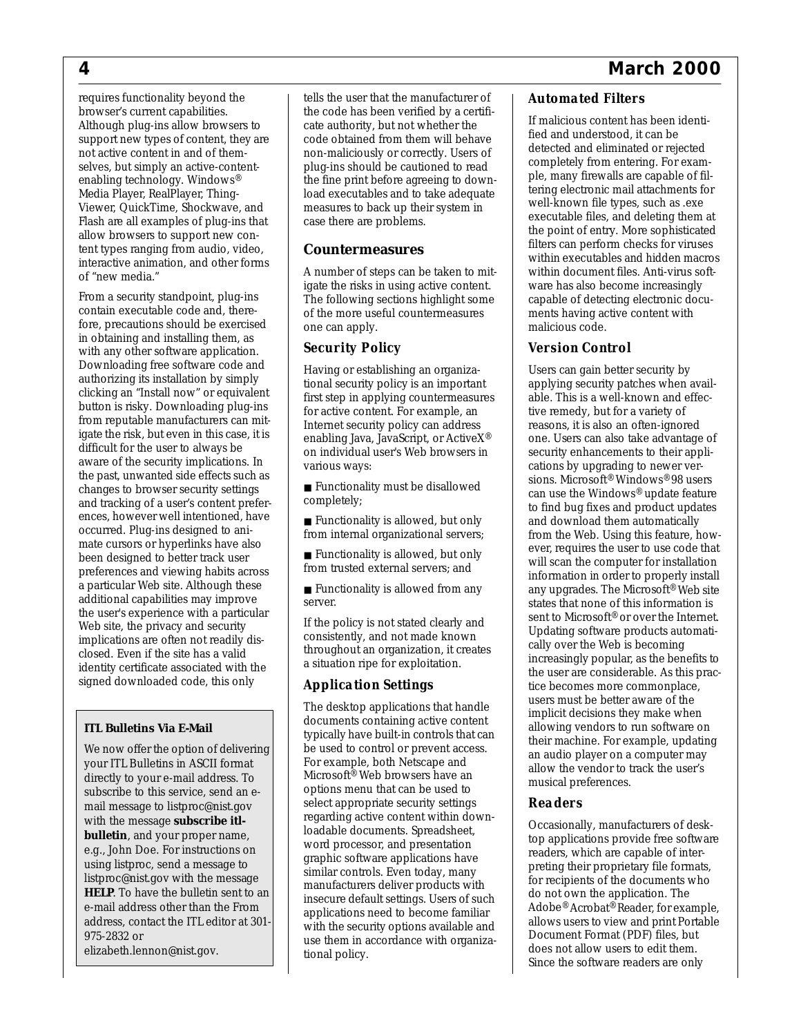requires functionality beyond the browser's current capabilities. Although plug-ins allow browsers to support new types of content, they are not active content in and of themselves, but simply an active-content-enabling technology. Windows® Media Player, RealPlayer, ThingViewer, QuickTime, Shockwave, and Flash are all examples of plug-ins that allow browsers to support new content types ranging from audio, video, interactive animation, and other forms of "new media."

From a security standpoint, plug-ins contain executable code and, therefore, precautions should be exercised in obtaining and installing them, as with any other software application. Downloading free software code and authorizing its installation by simply clicking an "Install now" or equivalent button is risky. Downloading plug-ins from reputable manufacturers can mitigate the risk, but even in this case, it is difficult for the user to always be aware of the security implications. In the past, unwanted side effects such as changes to browser security settings and tracking of a user's content preferences, however well intentioned, have occurred. Plug-ins designed to animate cursors or hyperlinks have also been designed to better track user preferences and viewing habits across a particular Web site. Although these additional capabilities may improve the user's experience with a particular Web site, the privacy and security implications are often not readily disclosed. Even if the site has a valid identity certificate associated with the signed downloaded code, this only tells the user that the manufacturer of the code has been verified by a certificate authority, but not whether the code obtained from them will behave non-maliciously or correctly. Users of plug-ins should be cautioned to read the fine print before agreeing to download executables and to take adequate measures to back up their system in case there are problems.

> **ITL Bulletins Via E-Mail**
>
> We now offer the option of delivering your ITL Bulletins in ASCII format directly to your e-mail address. To subscribe to this service, send an e-mail message to listproc@nist.gov with the message **subscribe itl-bulletin**, and your proper name, e.g., John Doe. For instructions on using listproc, send a message to listproc@nist.gov with the message **HELP**. To have the bulletin sent to an e-mail address other than the From address, contact the ITL editor at 301-975-2832 or elizabeth.lennon@nist.gov.

## Countermeasures

A number of steps can be taken to mitigate the risks in using active content. The following sections highlight some of the more useful countermeasures one can apply.

### Security Policy

Having or establishing an organizational security policy is an important first step in applying countermeasures for active content. For example, an Internet security policy can address enabling Java, JavaScript, or ActiveX® on individual user's Web browsers in various ways:

- Functionality must be disallowed completely;
- Functionality is allowed, but only from internal organizational servers;
- Functionality is allowed, but only from trusted external servers; and
- Functionality is allowed from any server.

If the policy is not stated clearly and consistently, and not made known throughout an organization, it creates a situation ripe for exploitation.

### Application Settings

The desktop applications that handle documents containing active content typically have built-in controls that can be used to control or prevent access. For example, both Netscape and Microsoft® Web browsers have an options menu that can be used to select appropriate security settings regarding active content within downloadable documents. Spreadsheet, word processor, and presentation graphic software applications have similar controls. Even today, many manufacturers deliver products with insecure default settings. Users of such applications need to become familiar with the security options available and use them in accordance with organizational policy.

### Automated Filters

If malicious content has been identified and understood, it can be detected and eliminated or rejected completely from entering. For example, many firewalls are capable of filtering electronic mail attachments for well-known file types, such as .exe executable files, and deleting them at the point of entry. More sophisticated filters can perform checks for viruses within executables and hidden macros within document files. Anti-virus software has also become increasingly capable of detecting electronic documents having active content with malicious code.

### Version Control

Users can gain better security by applying security patches when available. This is a well-known and effective remedy, but for a variety of reasons, it is also an often-ignored one. Users can also take advantage of security enhancements to their applications by upgrading to newer versions. Microsoft® Windows® 98 users can use the Windows® update feature to find bug fixes and product updates and download them automatically from the Web. Using this feature, however, requires the user to use code that will scan the computer for installation information in order to properly install any upgrades. The Microsoft® Web site states that none of this information is sent to Microsoft® or over the Internet. Updating software products automatically over the Web is becoming increasingly popular, as the benefits to the user are considerable. As this practice becomes more commonplace, users must be better aware of the implicit decisions they make when allowing vendors to run software on their machine. For example, updating an audio player on a computer may allow the vendor to track the user's musical preferences.

### Readers

Occasionally, manufacturers of desktop applications provide free software readers, which are capable of interpreting their proprietary file formats, for recipients of the documents who do not own the application. The Adobe® Acrobat® Reader, for example, allows users to view and print Portable Document Format (PDF) files, but does not allow users to edit them. Since the software readers are only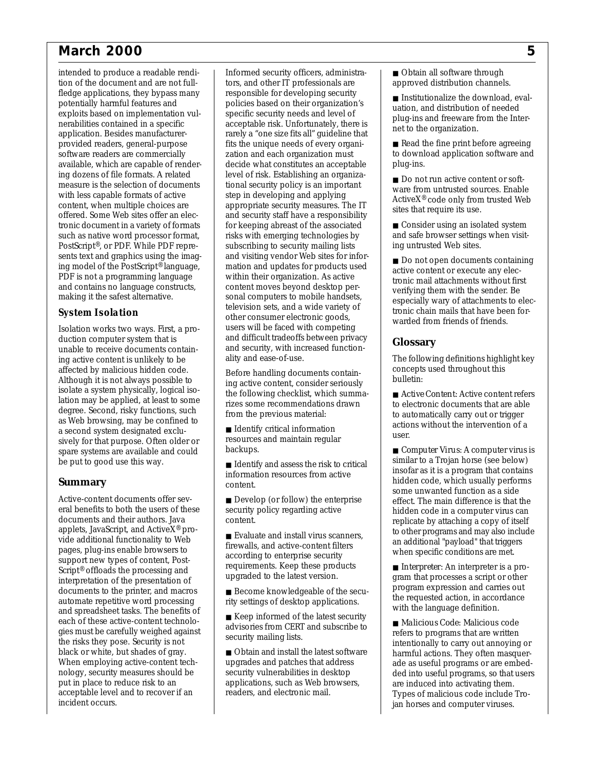intended to produce a readable rendition of the document and are not full-fledge applications, they bypass many potentially harmful features and exploits based on implementation vulnerabilities contained in a specific application. Besides manufacturer-provided readers, general-purpose software readers are commercially available, which are capable of rendering dozens of file formats. A related measure is the selection of documents with less capable formats of active content, when multiple choices are offered. Some Web sites offer an electronic document in a variety of formats such as native word processor format, PostScript®, or PDF. While PDF represents text and graphics using the imaging model of the PostScript® language, PDF is not a programming language and contains no language constructs, making it the safest alternative.

### System Isolation

Isolation works two ways. First, a production computer system that is unable to receive documents containing active content is unlikely to be affected by malicious hidden code. Although it is not always possible to isolate a system physically, logical isolation may be applied, at least to some degree. Second, risky functions, such as Web browsing, may be confined to a second system designated exclusively for that purpose. Often older or spare systems are available and could be put to good use this way.

## Summary

Active-content documents offer several benefits to both the users of these documents and their authors. Java applets, JavaScript, and ActiveX® provide additional functionality to Web pages, plug-ins enable browsers to support new types of content, PostScript® offloads the processing and interpretation of the presentation of documents to the printer, and macros automate repetitive word processing and spreadsheet tasks. The benefits of each of these active-content technologies must be carefully weighed against the risks they pose. Security is not black or white, but shades of gray. When employing active-content technology, security measures should be put in place to reduce risk to an acceptable level and to recover if an incident occurs.

Informed security officers, administrators, and other IT professionals are responsible for developing security policies based on their organization's specific security needs and level of acceptable risk. Unfortunately, there is rarely a "one size fits all" guideline that fits the unique needs of every organization and each organization must decide what constitutes an acceptable level of risk. Establishing an organizational security policy is an important step in developing and applying appropriate security measures. The IT and security staff have a responsibility for keeping abreast of the associated risks with emerging technologies by subscribing to security mailing lists and visiting vendor Web sites for information and updates for products used within their organization. As active content moves beyond desktop personal computers to mobile handsets, television sets, and a wide variety of other consumer electronic goods, users will be faced with competing and difficult tradeoffs between privacy and security, with increased functionality and ease-of-use.

Before handling documents containing active content, consider seriously the following checklist, which summarizes some recommendations drawn from the previous material:

- Identify critical information resources and maintain regular backups.
- Identify and assess the risk to critical information resources from active content.
- Develop (or follow) the enterprise security policy regarding active content.
- Evaluate and install virus scanners, firewalls, and active-content filters according to enterprise security requirements. Keep these products upgraded to the latest version.
- Become knowledgeable of the security settings of desktop applications.
- Keep informed of the latest security advisories from CERT and subscribe to security mailing lists.
- Obtain and install the latest software upgrades and patches that address security vulnerabilities in desktop applications, such as Web browsers, readers, and electronic mail.
- Obtain all software through approved distribution channels.
- Institutionalize the download, evaluation, and distribution of needed plug-ins and freeware from the Internet to the organization.
- Read the fine print before agreeing to download application software and plug-ins.
- Do not run active content or software from untrusted sources. Enable ActiveX® code only from trusted Web sites that require its use.
- Consider using an isolated system and safe browser settings when visiting untrusted Web sites.
- Do not open documents containing active content or execute any electronic mail attachments without first verifying them with the sender. Be especially wary of attachments to electronic chain mails that have been forwarded from friends of friends.

## Glossary

The following definitions highlight key concepts used throughout this bulletin:

- Active Content: Active content refers to electronic documents that are able to automatically carry out or trigger actions without the intervention of a user.
- Computer Virus: A computer virus is similar to a Trojan horse (see below) insofar as it is a program that contains hidden code, which usually performs some unwanted function as a side effect. The main difference is that the hidden code in a computer virus can replicate by attaching a copy of itself to other programs and may also include an additional "payload" that triggers when specific conditions are met.
- Interpreter: An interpreter is a program that processes a script or other program expression and carries out the requested action, in accordance with the language definition.
- Malicious Code: Malicious code refers to programs that are written intentionally to carry out annoying or harmful actions. They often masquerade as useful programs or are embedded into useful programs, so that users are induced into activating them. Types of malicious code include Trojan horses and computer viruses.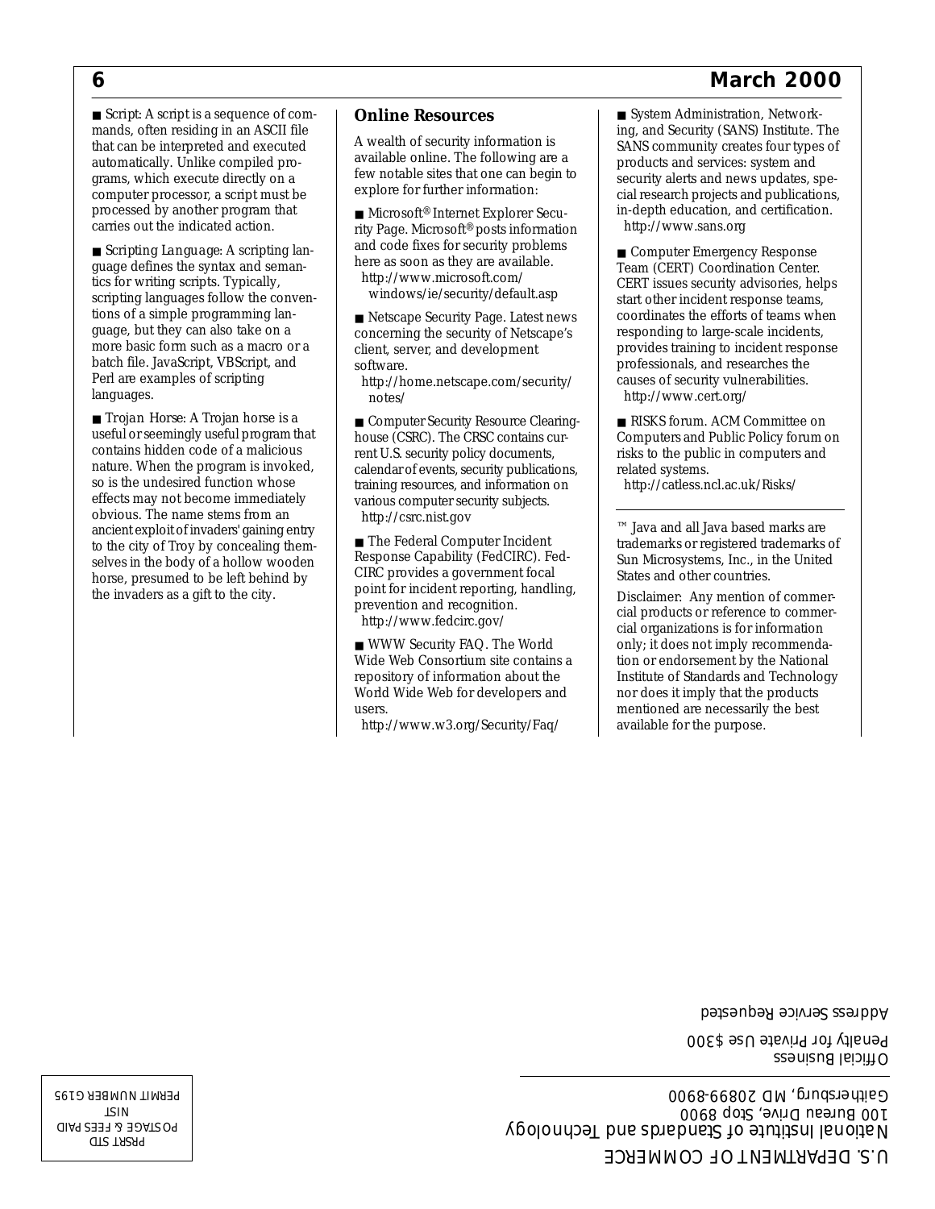■ Script: A script is a sequence of commands, often residing in an ASCII file that can be interpreted and executed automatically. Unlike compiled programs, which execute directly on a computer processor, a script must be processed by another program that carries out the indicated action.

■ Scripting Language: A scripting language defines the syntax and semantics for writing scripts. Typically, scripting languages follow the conventions of a simple programming language, but they can also take on a more basic form such as a macro or a batch file. JavaScript, VBScript, and Perl are examples of scripting languages.

■ Trojan Horse: A Trojan horse is a useful or seemingly useful program that contains hidden code of a malicious nature. When the program is invoked, so is the undesired function whose effects may not become immediately obvious. The name stems from an ancient exploit of invaders' gaining entry to the city of Troy by concealing themselves in the body of a hollow wooden horse, presumed to be left behind by the invaders as a gift to the city.

## Online Resources

A wealth of security information is available online. The following are a few notable sites that one can begin to explore for further information:

■ Microsoft® Internet Explorer Security Page. Microsoft® posts information and code fixes for security problems here as soon as they are available.
http://www.microsoft.com/windows/ie/security/default.asp

■ Netscape Security Page. Latest news concerning the security of Netscape's client, server, and development software.
http://home.netscape.com/security/notes/

■ Computer Security Resource Clearinghouse (CSRC). The CRSC contains current U.S. security policy documents, calendar of events, security publications, training resources, and information on various computer security subjects.
http://csrc.nist.gov

■ The Federal Computer Incident Response Capability (FedCIRC). FedCIRC provides a government focal point for incident reporting, handling, prevention and recognition.
http://www.fedcirc.gov/

■ WWW Security FAQ. The World Wide Web Consortium site contains a repository of information about the World Wide Web for developers and users.
http://www.w3.org/Security/Faq/

■ System Administration, Networking, and Security (SANS) Institute. The SANS community creates four types of products and services: system and security alerts and news updates, special research projects and publications, in-depth education, and certification.
http://www.sans.org

■ Computer Emergency Response Team (CERT) Coordination Center. CERT issues security advisories, helps start other incident response teams, coordinates the efforts of teams when responding to large-scale incidents, provides training to incident response professionals, and researches the causes of security vulnerabilities.
http://www.cert.org/

■ RISKS forum. ACM Committee on Computers and Public Policy forum on risks to the public in computers and related systems.
http://catless.ncl.ac.uk/Risks/

---

™ Java and all Java based marks are trademarks or registered trademarks of Sun Microsystems, Inc., in the United States and other countries.

Disclaimer: Any mention of commercial products or reference to commercial organizations is for information only; it does not imply recommendation or endorsement by the National Institute of Standards and Technology nor does it imply that the products mentioned are necessarily the best available for the purpose.

U.S. DEPARTMENT OF COMMERCE
National Institute of Standards and Technology
100 Bureau Drive, Stop 8900
Gaithersburg, MD 20899-8900

Official Business
Penalty for Private Use $300
Address Service Requested

PRSRT STD
POSTAGE & FEES PAID
NIST
PERMIT NUMBER G195